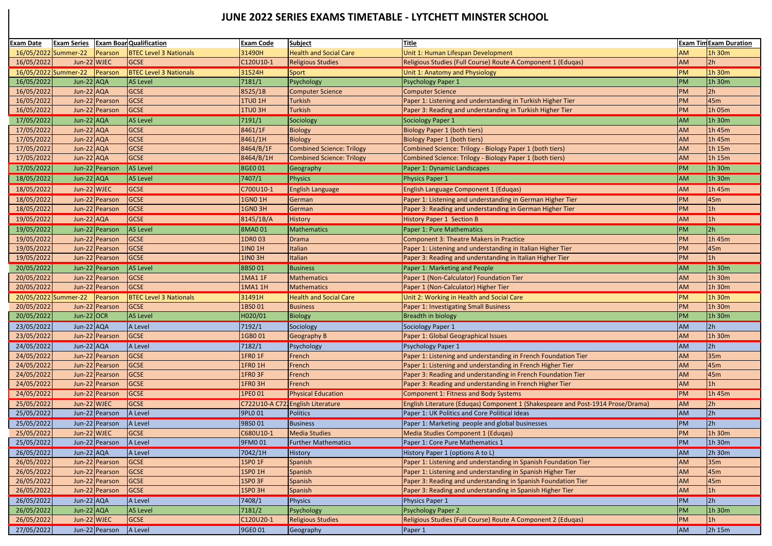# JUNE 2022 SERIES EXAMS TIMETABLE - LYTCHETT MINSTER SCHOOL

| Exam Date | Exam Series | Exam Boar | Qualification | Exam Code | Subject | Title | Exam Tim | Exam Duration |
|---|---|---|---|---|---|---|---|---|
| 16/05/2022 | Summer-22 | Pearson | BTEC Level 3 Nationals | 31490H | Health and Social Care | Unit 1: Human Lifespan Development | AM | 1h 30m |
| 16/05/2022 | Jun-22 | WJEC | GCSE | C120U10-1 | Religious Studies | Religious Studies (Full Course) Route A Component 1 (Eduqas) | AM | 2h |
| 16/05/2022 | Summer-22 | Pearson | BTEC Level 3 Nationals | 31524H | Sport | Unit 1: Anatomy and Physiology | PM | 1h 30m |
| 16/05/2022 | Jun-22 | AQA | AS Level | 7181/1 | Psychology | Psychology Paper 1 | PM | 1h 30m |
| 16/05/2022 | Jun-22 | AQA | GCSE | 8525/1B | Computer Science | Computer Science | PM | 2h |
| 16/05/2022 | Jun-22 | Pearson | GCSE | 1TU0 1H | Turkish | Paper 1: Listening and understanding in Turkish Higher Tier | PM | 45m |
| 16/05/2022 | Jun-22 | Pearson | GCSE | 1TU0 3H | Turkish | Paper 3: Reading and understanding in Turkish Higher Tier | PM | 1h 05m |
| 17/05/2022 | Jun-22 | AQA | AS Level | 7191/1 | Sociology | Sociology Paper 1 | AM | 1h 30m |
| 17/05/2022 | Jun-22 | AQA | GCSE | 8461/1F | Biology | Biology Paper 1 (both tiers) | AM | 1h 45m |
| 17/05/2022 | Jun-22 | AQA | GCSE | 8461/1H | Biology | Biology Paper 1 (both tiers) | AM | 1h 45m |
| 17/05/2022 | Jun-22 | AQA | GCSE | 8464/B/1F | Combined Science: Trilogy | Combined Science: Trilogy - Biology Paper 1 (both tiers) | AM | 1h 15m |
| 17/05/2022 | Jun-22 | AQA | GCSE | 8464/B/1H | Combined Science: Trilogy | Combined Science: Trilogy - Biology Paper 1 (both tiers) | AM | 1h 15m |
| 17/05/2022 | Jun-22 | Pearson | AS Level | 8GE0 01 | Geography | Paper 1: Dynamic Landscapes | PM | 1h 30m |
| 18/05/2022 | Jun-22 | AQA | AS Level | 7407/1 | Physics | Physics Paper 1 | AM | 1h 30m |
| 18/05/2022 | Jun-22 | WJEC | GCSE | C700U10-1 | English Language | English Language Component 1 (Eduqas) | AM | 1h 45m |
| 18/05/2022 | Jun-22 | Pearson | GCSE | 1GN0 1H | German | Paper 1: Listening and understanding in German Higher Tier | PM | 45m |
| 18/05/2022 | Jun-22 | Pearson | GCSE | 1GN0 3H | German | Paper 3: Reading and understanding in German Higher Tier | PM | 1h |
| 19/05/2022 | Jun-22 | AQA | GCSE | 8145/1B/A | History | History Paper 1 Section B | AM | 1h |
| 19/05/2022 | Jun-22 | Pearson | AS Level | 8MA0 01 | Mathematics | Paper 1: Pure Mathematics | PM | 2h |
| 19/05/2022 | Jun-22 | Pearson | GCSE | 1DR0 03 | Drama | Component 3: Theatre Makers in Practice | PM | 1h 45m |
| 19/05/2022 | Jun-22 | Pearson | GCSE | 1IN0 1H | Italian | Paper 1: Listening and understanding in Italian Higher Tier | PM | 45m |
| 19/05/2022 | Jun-22 | Pearson | GCSE | 1IN0 3H | Italian | Paper 3: Reading and understanding in Italian Higher Tier | PM | 1h |
| 20/05/2022 | Jun-22 | Pearson | AS Level | 8BS0 01 | Business | Paper 1: Marketing and People | AM | 1h 30m |
| 20/05/2022 | Jun-22 | Pearson | GCSE | 1MA1 1F | Mathematics | Paper 1 (Non-Calculator) Foundation Tier | AM | 1h 30m |
| 20/05/2022 | Jun-22 | Pearson | GCSE | 1MA1 1H | Mathematics | Paper 1 (Non-Calculator) Higher Tier | AM | 1h 30m |
| 20/05/2022 | Summer-22 | Pearson | BTEC Level 3 Nationals | 31491H | Health and Social Care | Unit 2: Working in Health and Social Care | PM | 1h 30m |
| 20/05/2022 | Jun-22 | Pearson | GCSE | 1BS0 01 | Business | Paper 1: Investigating Small Business | PM | 1h 30m |
| 20/05/2022 | Jun-22 | OCR | AS Level | H020/01 | Biology | Breadth in biology | PM | 1h 30m |
| 23/05/2022 | Jun-22 | AQA | A Level | 7192/1 | Sociology | Sociology Paper 1 | AM | 2h |
| 23/05/2022 | Jun-22 | Pearson | GCSE | 1GB0 01 | Geography B | Paper 1: Global Geographical Issues | AM | 1h 30m |
| 24/05/2022 | Jun-22 | AQA | A Level | 7182/1 | Psychology | Psychology Paper 1 | AM | 2h |
| 24/05/2022 | Jun-22 | Pearson | GCSE | 1FR0 1F | French | Paper 1: Listening and understanding in French Foundation Tier | AM | 35m |
| 24/05/2022 | Jun-22 | Pearson | GCSE | 1FR0 1H | French | Paper 1: Listening and understanding in French Higher Tier | AM | 45m |
| 24/05/2022 | Jun-22 | Pearson | GCSE | 1FR0 3F | French | Paper 3: Reading and understanding in French Foundation Tier | AM | 45m |
| 24/05/2022 | Jun-22 | Pearson | GCSE | 1FR0 3H | French | Paper 3: Reading and understanding in French Higher Tier | AM | 1h |
| 24/05/2022 | Jun-22 | Pearson | GCSE | 1PE0 01 | Physical Education | Component 1: Fitness and Body Systems | PM | 1h 45m |
| 25/05/2022 | Jun-22 | WJEC | GCSE | C722U10-A C72 | English Literature | English Literature (Eduqas) Component 1 (Shakespeare and Post-1914 Prose/Drama) | AM | 2h |
| 25/05/2022 | Jun-22 | Pearson | A Level | 9PL0 01 | Politics | Paper 1: UK Politics and Core Political Ideas | AM | 2h |
| 25/05/2022 | Jun-22 | Pearson | A Level | 9BS0 01 | Business | Paper 1: Marketing people and global businesses | PM | 2h |
| 25/05/2022 | Jun-22 | WJEC | GCSE | C680U10-1 | Media Studies | Media Studies Component 1 (Eduqas) | PM | 1h 30m |
| 25/05/2022 | Jun-22 | Pearson | A Level | 9FM0 01 | Further Mathematics | Paper 1: Core Pure Mathematics 1 | PM | 1h 30m |
| 26/05/2022 | Jun-22 | AQA | A Level | 7042/1H | History | History Paper 1 (options A to L) | AM | 2h 30m |
| 26/05/2022 | Jun-22 | Pearson | GCSE | 1SP0 1F | Spanish | Paper 1: Listening and understanding in Spanish Foundation Tier | AM | 35m |
| 26/05/2022 | Jun-22 | Pearson | GCSE | 1SP0 1H | Spanish | Paper 1: Listening and understanding in Spanish Higher Tier | AM | 45m |
| 26/05/2022 | Jun-22 | Pearson | GCSE | 1SP0 3F | Spanish | Paper 3: Reading and understanding in Spanish Foundation Tier | AM | 45m |
| 26/05/2022 | Jun-22 | Pearson | GCSE | 1SP0 3H | Spanish | Paper 3: Reading and understanding in Spanish Higher Tier | AM | 1h |
| 26/05/2022 | Jun-22 | AQA | A Level | 7408/1 | Physics | Physics Paper 1 | PM | 2h |
| 26/05/2022 | Jun-22 | AQA | AS Level | 7181/2 | Psychology | Psychology Paper 2 | PM | 1h 30m |
| 26/05/2022 | Jun-22 | WJEC | GCSE | C120U20-1 | Religious Studies | Religious Studies (Full Course) Route A Component 2 (Eduqas) | PM | 1h |
| 27/05/2022 | Jun-22 | Pearson | A Level | 9GE0 01 | Geography | Paper 1 | AM | 2h 15m |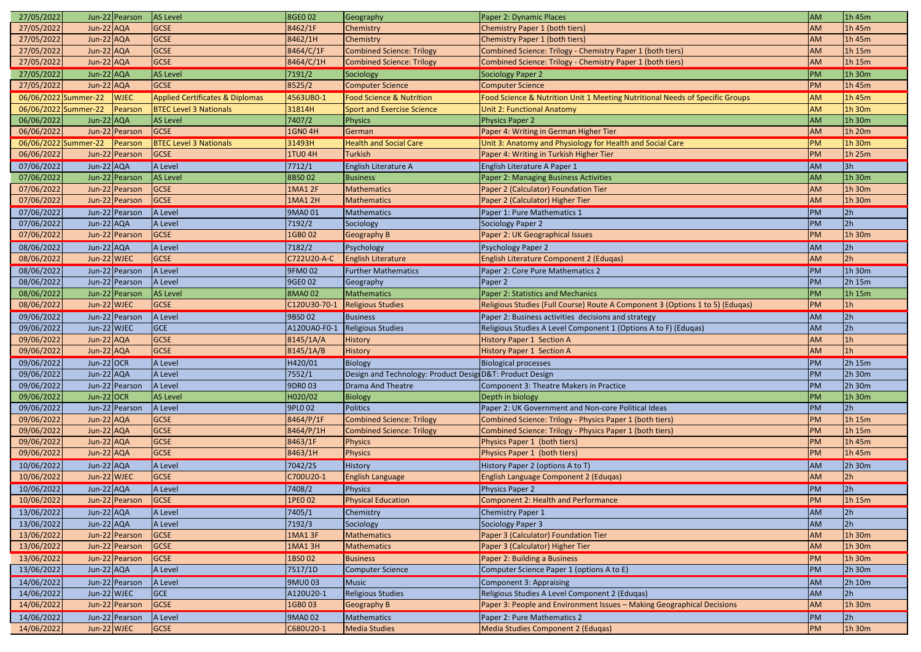| | | | | | | | | |
|---|---|---|---|---|---|---|---|---|
| 27/05/2022 | Jun-22 | Pearson | AS Level | 8GE0 02 | Geography | Paper 2: Dynamic Places | AM | 1h 45m |
| 27/05/2022 | Jun-22 | AQA | GCSE | 8462/1F | Chemistry | Chemistry Paper 1 (both tiers) | AM | 1h 45m |
| 27/05/2022 | Jun-22 | AQA | GCSE | 8462/1H | Chemistry | Chemistry Paper 1 (both tiers) | AM | 1h 45m |
| 27/05/2022 | Jun-22 | AQA | GCSE | 8464/C/1F | Combined Science: Trilogy | Combined Science: Trilogy - Chemistry Paper 1 (both tiers) | AM | 1h 15m |
| 27/05/2022 | Jun-22 | AQA | GCSE | 8464/C/1H | Combined Science: Trilogy | Combined Science: Trilogy - Chemistry Paper 1 (both tiers) | AM | 1h 15m |
| 27/05/2022 | Jun-22 | AQA | AS Level | 7191/2 | Sociology | Sociology Paper 2 | PM | 1h 30m |
| 27/05/2022 | Jun-22 | AQA | GCSE | 8525/2 | Computer Science | Computer Science | PM | 1h 45m |
| 06/06/2022 | Summer-22 | WJEC | Applied Certificates & Diplomas | 4563UB0-1 | Food Science & Nutrition | Food Science & Nutrition Unit 1 Meeting Nutritional Needs of Specific Groups | AM | 1h 45m |
| 06/06/2022 | Summer-22 | Pearson | BTEC Level 3 Nationals | 31814H | Sport and Exercise Science | Unit 2: Functional Anatomy | AM | 1h 30m |
| 06/06/2022 | Jun-22 | AQA | AS Level | 7407/2 | Physics | Physics Paper 2 | AM | 1h 30m |
| 06/06/2022 | Jun-22 | Pearson | GCSE | 1GN0 4H | German | Paper 4: Writing in German Higher Tier | AM | 1h 20m |
| 06/06/2022 | Summer-22 | Pearson | BTEC Level 3 Nationals | 31493H | Health and Social Care | Unit 3: Anatomy and Physiology for Health and Social Care | PM | 1h 30m |
| 06/06/2022 | Jun-22 | Pearson | GCSE | 1TU0 4H | Turkish | Paper 4: Writing in Turkish Higher Tier | PM | 1h 25m |
| 07/06/2022 | Jun-22 | AQA | A Level | 7712/1 | English Literature A | English Literature A Paper 1 | AM | 3h |
| 07/06/2022 | Jun-22 | Pearson | AS Level | 8BS0 02 | Business | Paper 2: Managing Business Activities | AM | 1h 30m |
| 07/06/2022 | Jun-22 | Pearson | GCSE | 1MA1 2F | Mathematics | Paper 2 (Calculator) Foundation Tier | AM | 1h 30m |
| 07/06/2022 | Jun-22 | Pearson | GCSE | 1MA1 2H | Mathematics | Paper 2 (Calculator) Higher Tier | AM | 1h 30m |
| 07/06/2022 | Jun-22 | Pearson | A Level | 9MA0 01 | Mathematics | Paper 1: Pure Mathematics 1 | PM | 2h |
| 07/06/2022 | Jun-22 | AQA | A Level | 7192/2 | Sociology | Sociology Paper 2 | PM | 2h |
| 07/06/2022 | Jun-22 | Pearson | GCSE | 1GB0 02 | Geography B | Paper 2: UK Geographical Issues | PM | 1h 30m |
| 08/06/2022 | Jun-22 | AQA | A Level | 7182/2 | Psychology | Psychology Paper 2 | AM | 2h |
| 08/06/2022 | Jun-22 | WJEC | GCSE | C722U20-A-C | English Literature | English Literature Component 2 (Eduqas) | AM | 2h |
| 08/06/2022 | Jun-22 | Pearson | A Level | 9FM0 02 | Further Mathematics | Paper 2: Core Pure Mathematics 2 | PM | 1h 30m |
| 08/06/2022 | Jun-22 | Pearson | A Level | 9GE0 02 | Geography | Paper 2 | PM | 2h 15m |
| 08/06/2022 | Jun-22 | Pearson | AS Level | 8MA0 02 | Mathematics | Paper 2: Statistics and Mechanics | PM | 1h 15m |
| 08/06/2022 | Jun-22 | WJEC | GCSE | C120U30-70-1 | Religious Studies | Religious Studies (Full Course) Route A Component 3 (Options 1 to 5) (Eduqas) | PM | 1h |
| 09/06/2022 | Jun-22 | Pearson | A Level | 9BS0 02 | Business | Paper 2: Business activities decisions and strategy | AM | 2h |
| 09/06/2022 | Jun-22 | WJEC | GCE | A120UA0-F0-1 | Religious Studies | Religious Studies A Level Component 1 (Options A to F) (Eduqas) | AM | 2h |
| 09/06/2022 | Jun-22 | AQA | GCSE | 8145/1A/A | History | History Paper 1 Section A | AM | 1h |
| 09/06/2022 | Jun-22 | AQA | GCSE | 8145/1A/B | History | History Paper 1 Section A | AM | 1h |
| 09/06/2022 | Jun-22 | OCR | A Level | H420/01 | Biology | Biological processes | PM | 2h 15m |
| 09/06/2022 | Jun-22 | AQA | A Level | 7552/1 | Design and Technology: Product Design | D&T: Product Design | PM | 2h 30m |
| 09/06/2022 | Jun-22 | Pearson | A Level | 9DR0 03 | Drama And Theatre | Component 3: Theatre Makers in Practice | PM | 2h 30m |
| 09/06/2022 | Jun-22 | OCR | AS Level | H020/02 | Biology | Depth in biology | PM | 1h 30m |
| 09/06/2022 | Jun-22 | Pearson | A Level | 9PL0 02 | Politics | Paper 2: UK Government and Non-core Political Ideas | PM | 2h |
| 09/06/2022 | Jun-22 | AQA | GCSE | 8464/P/1F | Combined Science: Trilogy | Combined Science: Trilogy - Physics Paper 1 (both tiers) | PM | 1h 15m |
| 09/06/2022 | Jun-22 | AQA | GCSE | 8464/P/1H | Combined Science: Trilogy | Combined Science: Trilogy - Physics Paper 1 (both tiers) | PM | 1h 15m |
| 09/06/2022 | Jun-22 | AQA | GCSE | 8463/1F | Physics | Physics Paper 1 (both tiers) | PM | 1h 45m |
| 09/06/2022 | Jun-22 | AQA | GCSE | 8463/1H | Physics | Physics Paper 1 (both tiers) | PM | 1h 45m |
| 10/06/2022 | Jun-22 | AQA | A Level | 7042/2S | History | History Paper 2 (options A to T) | AM | 2h 30m |
| 10/06/2022 | Jun-22 | WJEC | GCSE | C700U20-1 | English Language | English Language Component 2 (Eduqas) | AM | 2h |
| 10/06/2022 | Jun-22 | AQA | A Level | 7408/2 | Physics | Physics Paper 2 | PM | 2h |
| 10/06/2022 | Jun-22 | Pearson | GCSE | 1PE0 02 | Physical Education | Component 2: Health and Performance | PM | 1h 15m |
| 13/06/2022 | Jun-22 | AQA | A Level | 7405/1 | Chemistry | Chemistry Paper 1 | AM | 2h |
| 13/06/2022 | Jun-22 | AQA | A Level | 7192/3 | Sociology | Sociology Paper 3 | AM | 2h |
| 13/06/2022 | Jun-22 | Pearson | GCSE | 1MA1 3F | Mathematics | Paper 3 (Calculator) Foundation Tier | AM | 1h 30m |
| 13/06/2022 | Jun-22 | Pearson | GCSE | 1MA1 3H | Mathematics | Paper 3 (Calculator) Higher Tier | AM | 1h 30m |
| 13/06/2022 | Jun-22 | Pearson | GCSE | 1BS0 02 | Business | Paper 2: Building a Business | PM | 1h 30m |
| 13/06/2022 | Jun-22 | AQA | A Level | 7517/1D | Computer Science | Computer Science Paper 1 (options A to E) | PM | 2h 30m |
| 14/06/2022 | Jun-22 | Pearson | A Level | 9MU0 03 | Music | Component 3: Appraising | AM | 2h 10m |
| 14/06/2022 | Jun-22 | WJEC | GCE | A120U20-1 | Religious Studies | Religious Studies A Level Component 2 (Eduqas) | AM | 2h |
| 14/06/2022 | Jun-22 | Pearson | GCSE | 1GB0 03 | Geography B | Paper 3: People and Environment Issues – Making Geographical Decisions | AM | 1h 30m |
| 14/06/2022 | Jun-22 | Pearson | A Level | 9MA0 02 | Mathematics | Paper 2: Pure Mathematics 2 | PM | 2h |
| 14/06/2022 | Jun-22 | WJEC | GCSE | C680U20-1 | Media Studies | Media Studies Component 2 (Eduqas) | PM | 1h 30m |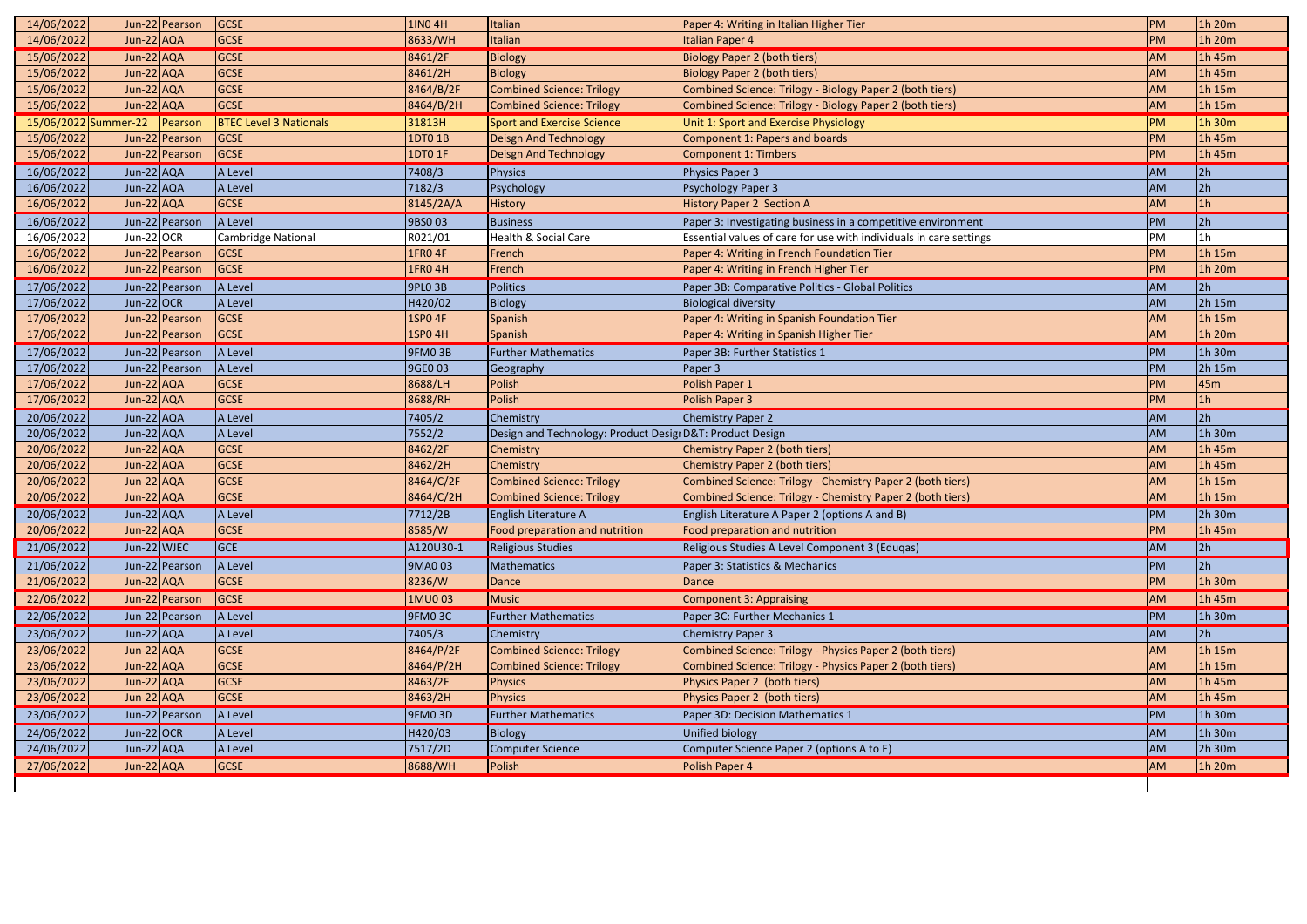| | | | | | | | | | |
|---|---|---|---|---|---|---|---|---|---|
| 14/06/2022 | Jun-22 | Pearson | GCSE | 1IN0 4H | Italian | Paper 4: Writing in Italian Higher Tier | PM | 1h 20m |
| 14/06/2022 | Jun-22 | AQA | GCSE | 8633/WH | Italian | Italian Paper 4 | PM | 1h 20m |
| 15/06/2022 | Jun-22 | AQA | GCSE | 8461/2F | Biology | Biology Paper 2 (both tiers) | AM | 1h 45m |
| 15/06/2022 | Jun-22 | AQA | GCSE | 8461/2H | Biology | Biology Paper 2 (both tiers) | AM | 1h 45m |
| 15/06/2022 | Jun-22 | AQA | GCSE | 8464/B/2F | Combined Science: Trilogy | Combined Science: Trilogy - Biology Paper 2 (both tiers) | AM | 1h 15m |
| 15/06/2022 | Jun-22 | AQA | GCSE | 8464/B/2H | Combined Science: Trilogy | Combined Science: Trilogy - Biology Paper 2 (both tiers) | AM | 1h 15m |
| 15/06/2022 | Summer-22 | Pearson | BTEC Level 3 Nationals | 31813H | Sport and Exercise Science | Unit 1: Sport and Exercise Physiology | PM | 1h 30m |
| 15/06/2022 | Jun-22 | Pearson | GCSE | 1DT0 1B | Deisgn And Technology | Component 1: Papers and boards | PM | 1h 45m |
| 15/06/2022 | Jun-22 | Pearson | GCSE | 1DT0 1F | Deisgn And Technology | Component 1: Timbers | PM | 1h 45m |
| 16/06/2022 | Jun-22 | AQA | A Level | 7408/3 | Physics | Physics Paper 3 | AM | 2h |
| 16/06/2022 | Jun-22 | AQA | A Level | 7182/3 | Psychology | Psychology Paper 3 | AM | 2h |
| 16/06/2022 | Jun-22 | AQA | GCSE | 8145/2A/A | History | History Paper 2 Section A | AM | 1h |
| 16/06/2022 | Jun-22 | Pearson | A Level | 9BS0 03 | Business | Paper 3: Investigating business in a competitive environment | PM | 2h |
| 16/06/2022 | Jun-22 | OCR | Cambridge National | R021/01 | Health & Social Care | Essential values of care for use with individuals in care settings | PM | 1h |
| 16/06/2022 | Jun-22 | Pearson | GCSE | 1FR0 4F | French | Paper 4: Writing in French Foundation Tier | PM | 1h 15m |
| 16/06/2022 | Jun-22 | Pearson | GCSE | 1FR0 4H | French | Paper 4: Writing in French Higher Tier | PM | 1h 20m |
| 17/06/2022 | Jun-22 | Pearson | A Level | 9PL0 3B | Politics | Paper 3B: Comparative Politics - Global Politics | AM | 2h |
| 17/06/2022 | Jun-22 | OCR | A Level | H420/02 | Biology | Biological diversity | AM | 2h 15m |
| 17/06/2022 | Jun-22 | Pearson | GCSE | 1SP0 4F | Spanish | Paper 4: Writing in Spanish Foundation Tier | AM | 1h 15m |
| 17/06/2022 | Jun-22 | Pearson | GCSE | 1SP0 4H | Spanish | Paper 4: Writing in Spanish Higher Tier | AM | 1h 20m |
| 17/06/2022 | Jun-22 | Pearson | A Level | 9FM0 3B | Further Mathematics | Paper 3B: Further Statistics 1 | PM | 1h 30m |
| 17/06/2022 | Jun-22 | Pearson | A Level | 9GE0 03 | Geography | Paper 3 | PM | 2h 15m |
| 17/06/2022 | Jun-22 | AQA | GCSE | 8688/LH | Polish | Polish Paper 1 | PM | 45m |
| 17/06/2022 | Jun-22 | AQA | GCSE | 8688/RH | Polish | Polish Paper 3 | PM | 1h |
| 20/06/2022 | Jun-22 | AQA | A Level | 7405/2 | Chemistry | Chemistry Paper 2 | AM | 2h |
| 20/06/2022 | Jun-22 | AQA | A Level | 7552/2 | Design and Technology: Product Desig | D&T: Product Design | AM | 1h 30m |
| 20/06/2022 | Jun-22 | AQA | GCSE | 8462/2F | Chemistry | Chemistry Paper 2 (both tiers) | AM | 1h 45m |
| 20/06/2022 | Jun-22 | AQA | GCSE | 8462/2H | Chemistry | Chemistry Paper 2 (both tiers) | AM | 1h 45m |
| 20/06/2022 | Jun-22 | AQA | GCSE | 8464/C/2F | Combined Science: Trilogy | Combined Science: Trilogy - Chemistry Paper 2 (both tiers) | AM | 1h 15m |
| 20/06/2022 | Jun-22 | AQA | GCSE | 8464/C/2H | Combined Science: Trilogy | Combined Science: Trilogy - Chemistry Paper 2 (both tiers) | AM | 1h 15m |
| 20/06/2022 | Jun-22 | AQA | A Level | 7712/2B | English Literature A | English Literature A Paper 2 (options A and B) | PM | 2h 30m |
| 20/06/2022 | Jun-22 | AQA | GCSE | 8585/W | Food preparation and nutrition | Food preparation and nutrition | PM | 1h 45m |
| 21/06/2022 | Jun-22 | WJEC | GCE | A120U30-1 | Religious Studies | Religious Studies A Level Component 3 (Eduqas) | AM | 2h |
| 21/06/2022 | Jun-22 | Pearson | A Level | 9MA0 03 | Mathematics | Paper 3: Statistics & Mechanics | PM | 2h |
| 21/06/2022 | Jun-22 | AQA | GCSE | 8236/W | Dance | Dance | PM | 1h 30m |
| 22/06/2022 | Jun-22 | Pearson | GCSE | 1MU0 03 | Music | Component 3: Appraising | AM | 1h 45m |
| 22/06/2022 | Jun-22 | Pearson | A Level | 9FM0 3C | Further Mathematics | Paper 3C: Further Mechanics 1 | PM | 1h 30m |
| 23/06/2022 | Jun-22 | AQA | A Level | 7405/3 | Chemistry | Chemistry Paper 3 | AM | 2h |
| 23/06/2022 | Jun-22 | AQA | GCSE | 8464/P/2F | Combined Science: Trilogy | Combined Science: Trilogy - Physics Paper 2 (both tiers) | AM | 1h 15m |
| 23/06/2022 | Jun-22 | AQA | GCSE | 8464/P/2H | Combined Science: Trilogy | Combined Science: Trilogy - Physics Paper 2 (both tiers) | AM | 1h 15m |
| 23/06/2022 | Jun-22 | AQA | GCSE | 8463/2F | Physics | Physics Paper 2 (both tiers) | AM | 1h 45m |
| 23/06/2022 | Jun-22 | AQA | GCSE | 8463/2H | Physics | Physics Paper 2 (both tiers) | AM | 1h 45m |
| 23/06/2022 | Jun-22 | Pearson | A Level | 9FM0 3D | Further Mathematics | Paper 3D: Decision Mathematics 1 | PM | 1h 30m |
| 24/06/2022 | Jun-22 | OCR | A Level | H420/03 | Biology | Unified biology | AM | 1h 30m |
| 24/06/2022 | Jun-22 | AQA | A Level | 7517/2D | Computer Science | Computer Science Paper 2 (options A to E) | AM | 2h 30m |
| 27/06/2022 | Jun-22 | AQA | GCSE | 8688/WH | Polish | Polish Paper 4 | AM | 1h 20m |